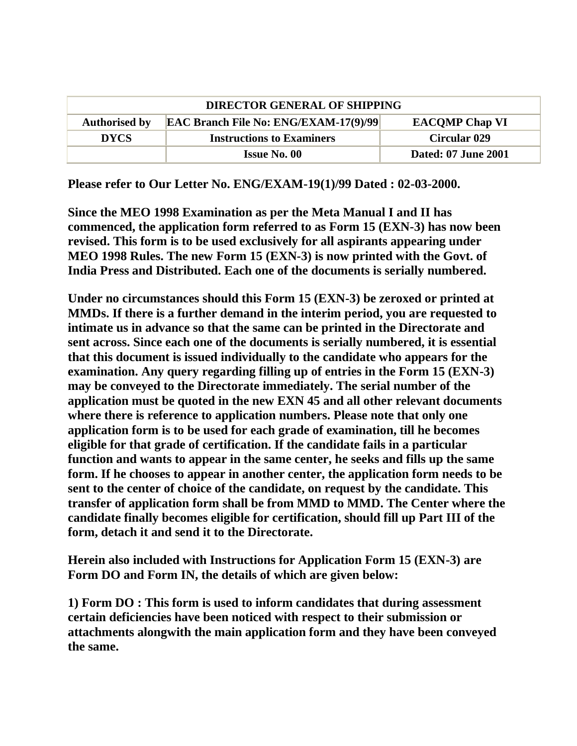| DIRECTOR GENERAL OF SHIPPING | | |
| --- | --- | --- |
| **Authorised by** | **EAC Branch File No: ENG/EXAM-17(9)/99** | **EACQMP Chap VI** |
| **DYCS** | **Instructions to Examiners** | **Circular 029** |
| | **Issue No. 00** | **Dated: 07 June 2001** |

**Please refer to Our Letter No. ENG/EXAM-19(1)/99 Dated : 02-03-2000.**

**Since the MEO 1998 Examination as per the Meta Manual I and II has commenced, the application form referred to as Form 15 (EXN-3) has now been revised. This form is to be used exclusively for all aspirants appearing under MEO 1998 Rules. The new Form 15 (EXN-3) is now printed with the Govt. of India Press and Distributed. Each one of the documents is serially numbered.**

**Under no circumstances should this Form 15 (EXN-3) be zeroxed or printed at MMDs. If there is a further demand in the interim period, you are requested to intimate us in advance so that the same can be printed in the Directorate and sent across. Since each one of the documents is serially numbered, it is essential that this document is issued individually to the candidate who appears for the examination. Any query regarding filling up of entries in the Form 15 (EXN-3) may be conveyed to the Directorate immediately. The serial number of the application must be quoted in the new EXN 45 and all other relevant documents where there is reference to application numbers. Please note that only one application form is to be used for each grade of examination, till he becomes eligible for that grade of certification. If the candidate fails in a particular function and wants to appear in the same center, he seeks and fills up the same form. If he chooses to appear in another center, the application form needs to be sent to the center of choice of the candidate, on request by the candidate. This transfer of application form shall be from MMD to MMD. The Center where the candidate finally becomes eligible for certification, should fill up Part III of the form, detach it and send it to the Directorate.**

**Herein also included with Instructions for Application Form 15 (EXN-3) are Form DO and Form IN, the details of which are given below:**

**1) Form DO : This form is used to inform candidates that during assessment certain deficiencies have been noticed with respect to their submission or attachments alongwith the main application form and they have been conveyed the same.**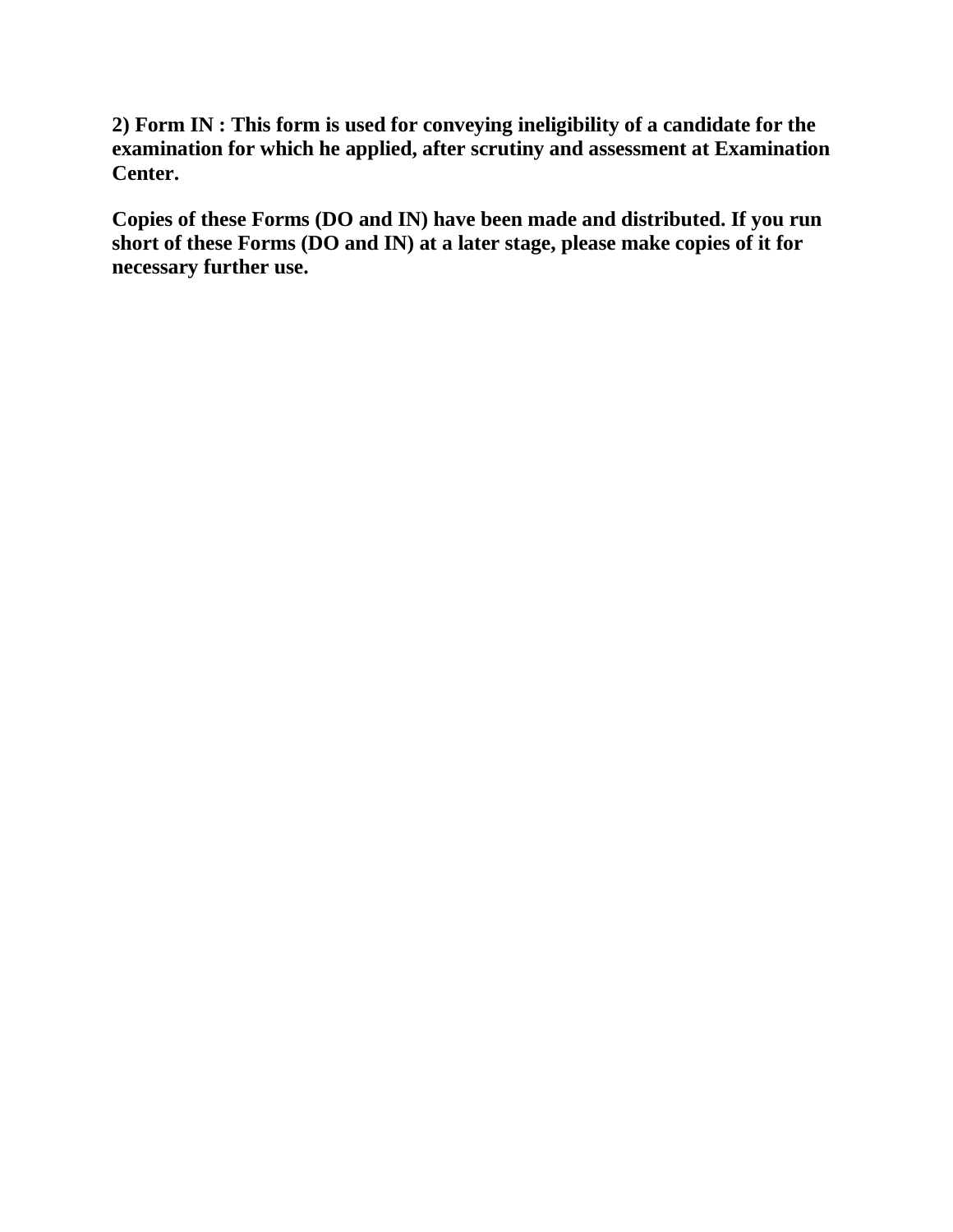**2) Form IN : This form is used for conveying ineligibility of a candidate for the examination for which he applied, after scrutiny and assessment at Examination Center.**

**Copies of these Forms (DO and IN) have been made and distributed. If you run short of these Forms (DO and IN) at a later stage, please make copies of it for necessary further use.**